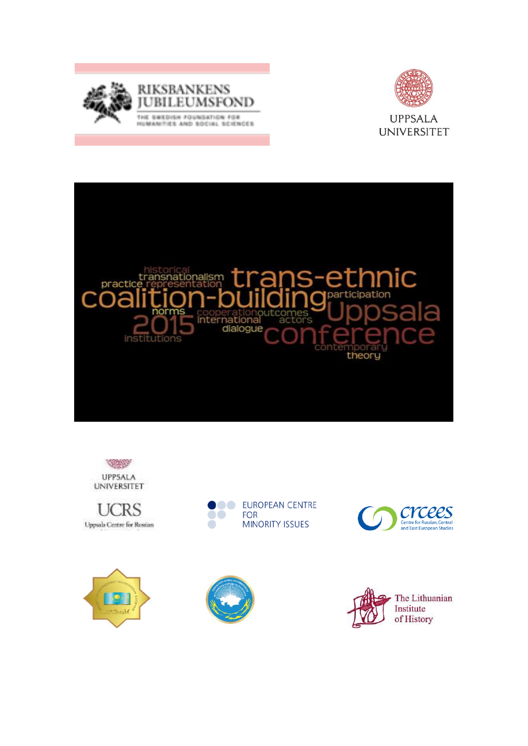RIKSBANKENS JUBILEUMSFOND

THE SWEDISH FOUNDATION FOR HUMANITIES AND SOCIAL SCIENCES

UPPSALA UNIVERSITET

historical transnationalism practice representation trans-ethnic coalition-building participation norms cooperation outcomes international actors Uppsala 2015 dialogue conference institutions contemporary theory

UPPSALA UNIVERSITET

UCRS

Uppsala Centre for Russian

EUROPEAN CENTRE FOR MINORITY ISSUES

crcees

Centre for Russian, Central and East European Studies

The Lithuanian Institute of History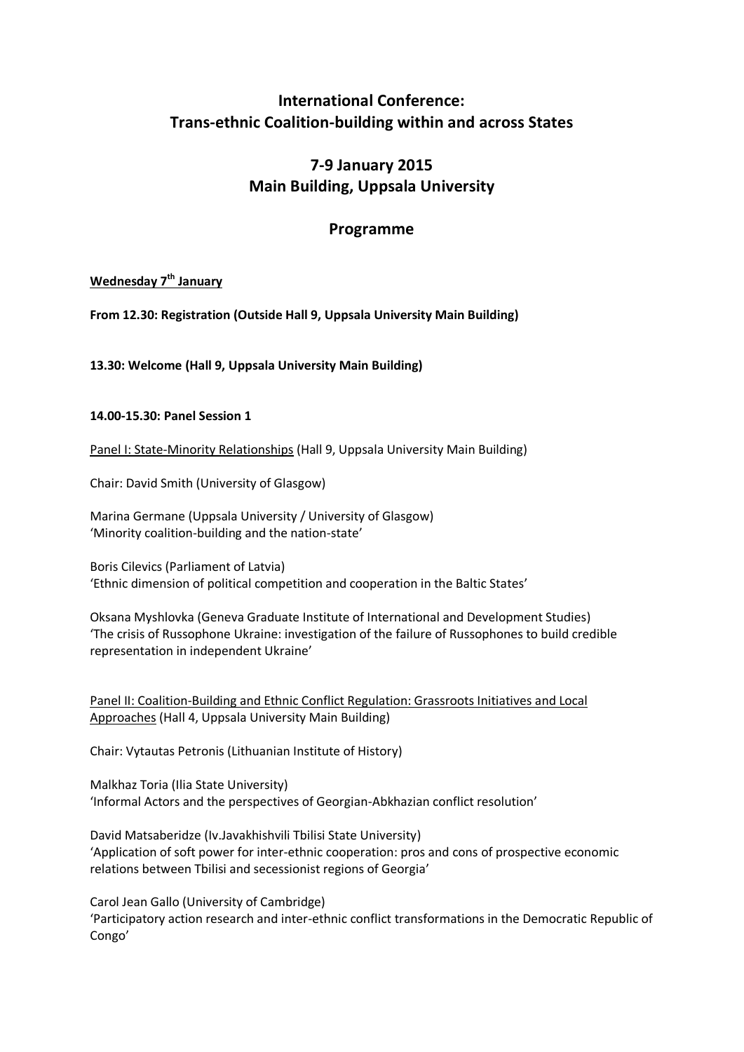# International Conference: Trans-ethnic Coalition-building within and across States

## 7-9 January 2015
## Main Building, Uppsala University

## Programme

**Wednesday 7th January**

**From 12.30: Registration (Outside Hall 9, Uppsala University Main Building)**

**13.30: Welcome (Hall 9, Uppsala University Main Building)**

**14.00-15.30: Panel Session 1**

Panel I: State-Minority Relationships (Hall 9, Uppsala University Main Building)

Chair: David Smith (University of Glasgow)

Marina Germane (Uppsala University / University of Glasgow)
'Minority coalition-building and the nation-state'

Boris Cilevics (Parliament of Latvia)
'Ethnic dimension of political competition and cooperation in the Baltic States'

Oksana Myshlovka (Geneva Graduate Institute of International and Development Studies)
'The crisis of Russophone Ukraine: investigation of the failure of Russophones to build credible representation in independent Ukraine'

Panel II: Coalition-Building and Ethnic Conflict Regulation: Grassroots Initiatives and Local Approaches (Hall 4, Uppsala University Main Building)

Chair: Vytautas Petronis (Lithuanian Institute of History)

Malkhaz Toria (Ilia State University)
'Informal Actors and the perspectives of Georgian-Abkhazian conflict resolution'

David Matsaberidze (Iv.Javakhishvili Tbilisi State University)
'Application of soft power for inter-ethnic cooperation: pros and cons of prospective economic relations between Tbilisi and secessionist regions of Georgia'

Carol Jean Gallo (University of Cambridge)
'Participatory action research and inter-ethnic conflict transformations in the Democratic Republic of Congo'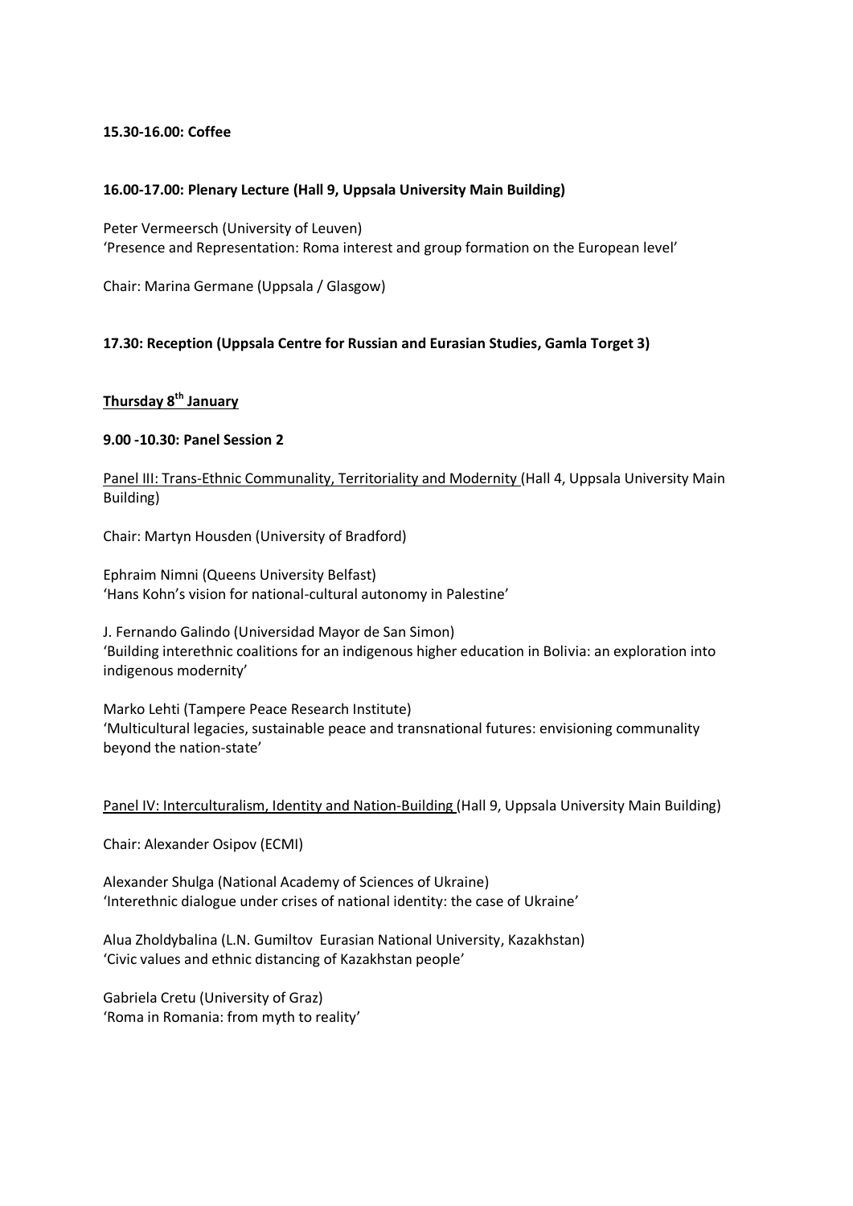**15.30-16.00: Coffee**

**16.00-17.00: Plenary Lecture (Hall 9, Uppsala University Main Building)**

Peter Vermeersch (University of Leuven)
'Presence and Representation: Roma interest and group formation on the European level'

Chair: Marina Germane (Uppsala / Glasgow)

**17.30: Reception (Uppsala Centre for Russian and Eurasian Studies, Gamla Torget 3)**

## Thursday 8th January

**9.00 -10.30: Panel Session 2**

Panel III: Trans-Ethnic Communality, Territoriality and Modernity (Hall 4, Uppsala University Main Building)

Chair: Martyn Housden (University of Bradford)

Ephraim Nimni (Queens University Belfast)
'Hans Kohn's vision for national-cultural autonomy in Palestine'

J. Fernando Galindo (Universidad Mayor de San Simon)
'Building interethnic coalitions for an indigenous higher education in Bolivia: an exploration into indigenous modernity'

Marko Lehti (Tampere Peace Research Institute)
'Multicultural legacies, sustainable peace and transnational futures: envisioning communality beyond the nation-state'

Panel IV: Interculturalism, Identity and Nation-Building (Hall 9, Uppsala University Main Building)

Chair: Alexander Osipov (ECMI)

Alexander Shulga (National Academy of Sciences of Ukraine)
'Interethnic dialogue under crises of national identity: the case of Ukraine'

Alua Zholdybalina (L.N. Gumiltov Eurasian National University, Kazakhstan)
'Civic values and ethnic distancing of Kazakhstan people'

Gabriela Cretu (University of Graz)
'Roma in Romania: from myth to reality'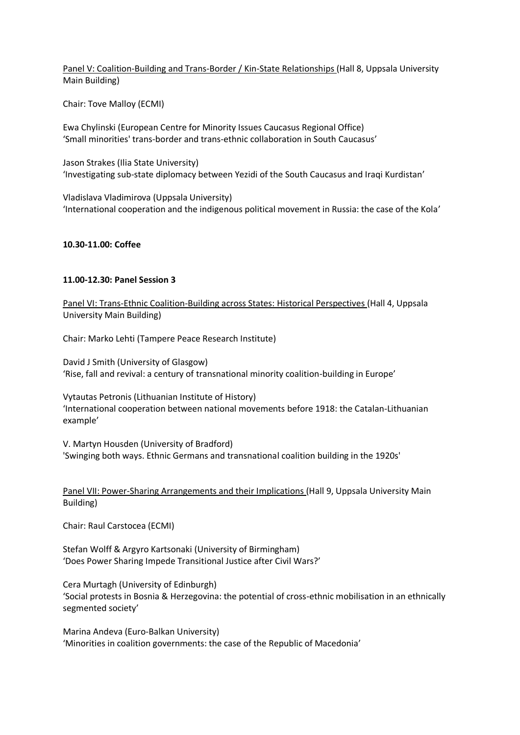<u>Panel V: Coalition-Building and Trans-Border / Kin-State Relationships</u> (Hall 8, Uppsala University Main Building)

Chair: Tove Malloy (ECMI)

Ewa Chylinski (European Centre for Minority Issues Caucasus Regional Office)
'Small minorities' trans-border and trans-ethnic collaboration in South Caucasus'

Jason Strakes (Ilia State University)
'Investigating sub-state diplomacy between Yezidi of the South Caucasus and Iraqi Kurdistan'

Vladislava Vladimirova (Uppsala University)
'International cooperation and the indigenous political movement in Russia: the case of the Kola'

**10.30-11.00: Coffee**

**11.00-12.30: Panel Session 3**

<u>Panel VI: Trans-Ethnic Coalition-Building across States: Historical Perspectives</u> (Hall 4, Uppsala University Main Building)

Chair: Marko Lehti (Tampere Peace Research Institute)

David J Smith (University of Glasgow)
'Rise, fall and revival: a century of transnational minority coalition-building in Europe'

Vytautas Petronis (Lithuanian Institute of History)
'International cooperation between national movements before 1918: the Catalan-Lithuanian example'

V. Martyn Housden (University of Bradford)
'Swinging both ways. Ethnic Germans and transnational coalition building in the 1920s'

<u>Panel VII: Power-Sharing Arrangements and their Implications</u> (Hall 9, Uppsala University Main Building)

Chair: Raul Carstocea (ECMI)

Stefan Wolff & Argyro Kartsonaki (University of Birmingham)
'Does Power Sharing Impede Transitional Justice after Civil Wars?'

Cera Murtagh (University of Edinburgh)
'Social protests in Bosnia & Herzegovina: the potential of cross-ethnic mobilisation in an ethnically segmented society'

Marina Andeva (Euro-Balkan University)
'Minorities in coalition governments: the case of the Republic of Macedonia'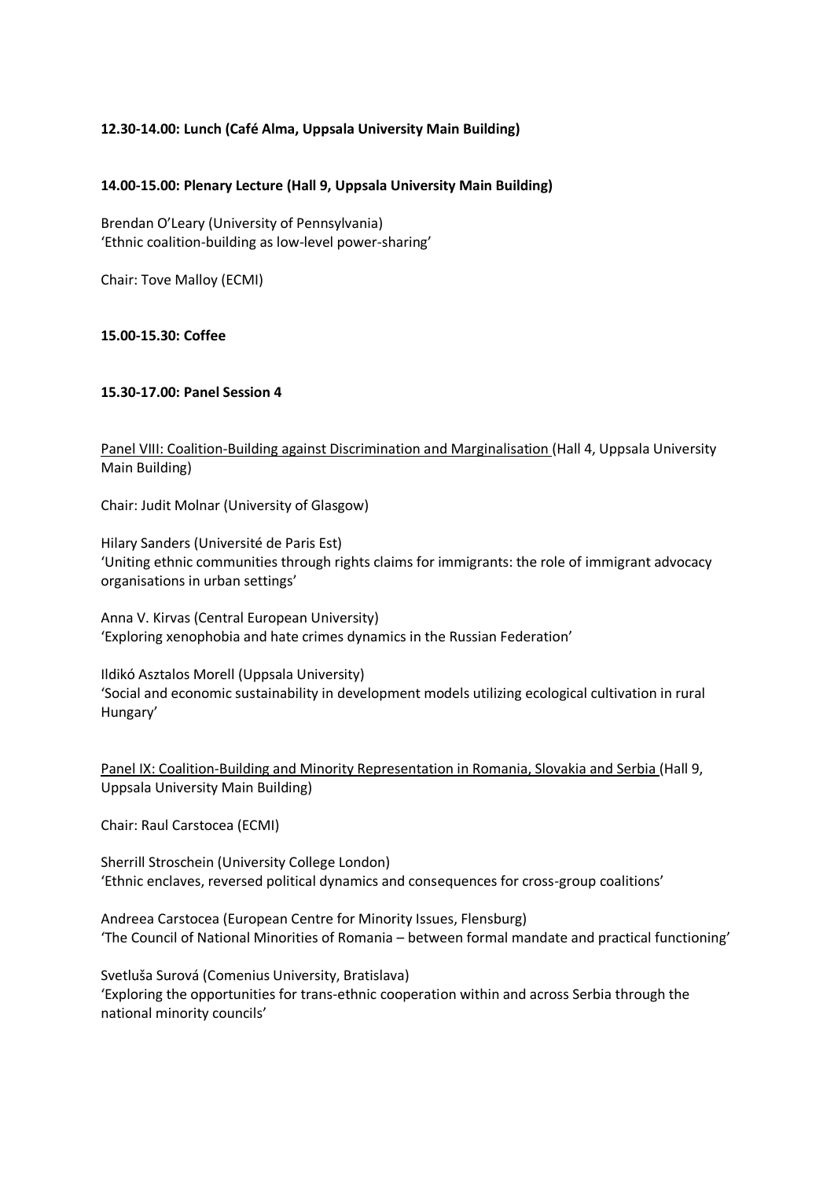**12.30-14.00: Lunch (Café Alma, Uppsala University Main Building)**

**14.00-15.00: Plenary Lecture (Hall 9, Uppsala University Main Building)**

Brendan O'Leary (University of Pennsylvania)
'Ethnic coalition-building as low-level power-sharing'

Chair: Tove Malloy (ECMI)

**15.00-15.30: Coffee**

**15.30-17.00: Panel Session 4**

<u>Panel VIII: Coalition-Building against Discrimination and Marginalisation</u> (Hall 4, Uppsala University Main Building)

Chair: Judit Molnar (University of Glasgow)

Hilary Sanders (Université de Paris Est)
'Uniting ethnic communities through rights claims for immigrants: the role of immigrant advocacy organisations in urban settings'

Anna V. Kirvas (Central European University)
'Exploring xenophobia and hate crimes dynamics in the Russian Federation'

Ildikó Asztalos Morell (Uppsala University)
'Social and economic sustainability in development models utilizing ecological cultivation in rural Hungary'

<u>Panel IX: Coalition-Building and Minority Representation in Romania, Slovakia and Serbia</u> (Hall 9, Uppsala University Main Building)

Chair: Raul Carstocea (ECMI)

Sherrill Stroschein (University College London)
'Ethnic enclaves, reversed political dynamics and consequences for cross-group coalitions'

Andreea Carstocea (European Centre for Minority Issues, Flensburg)
'The Council of National Minorities of Romania – between formal mandate and practical functioning'

Svetluša Surová (Comenius University, Bratislava)
'Exploring the opportunities for trans-ethnic cooperation within and across Serbia through the national minority councils'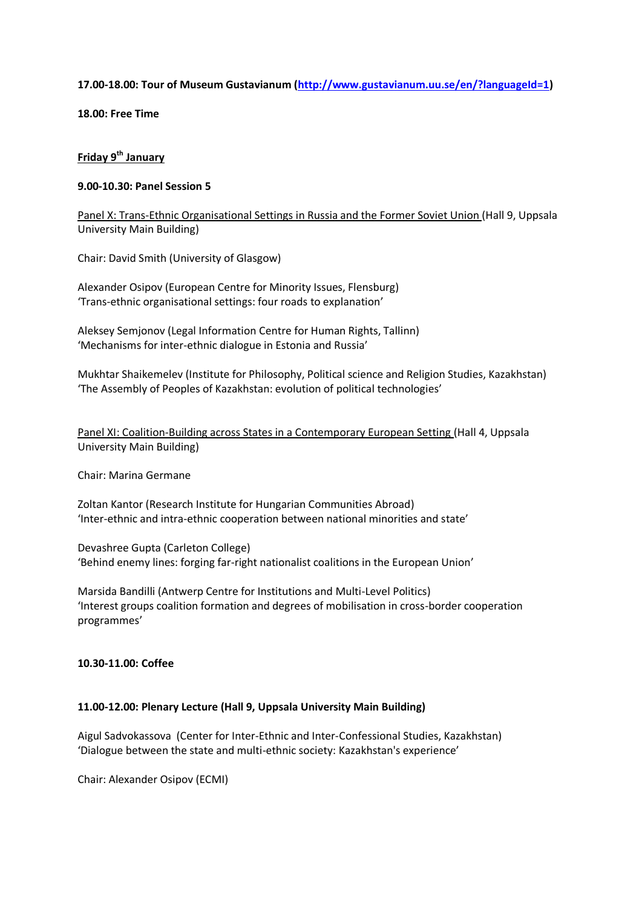**17.00-18.00: Tour of Museum Gustavianum ([http://www.gustavianum.uu.se/en/?languageId=1](http://www.gustavianum.uu.se/en/?languageId=1))**

**18.00: Free Time**

## Friday 9th January

**9.00-10.30: Panel Session 5**

Panel X: Trans-Ethnic Organisational Settings in Russia and the Former Soviet Union (Hall 9, Uppsala University Main Building)

Chair: David Smith (University of Glasgow)

Alexander Osipov (European Centre for Minority Issues, Flensburg)
'Trans-ethnic organisational settings: four roads to explanation'

Aleksey Semjonov (Legal Information Centre for Human Rights, Tallinn)
'Mechanisms for inter-ethnic dialogue in Estonia and Russia'

Mukhtar Shaikemelev (Institute for Philosophy, Political science and Religion Studies, Kazakhstan)
'The Assembly of Peoples of Kazakhstan: evolution of political technologies'

Panel XI: Coalition-Building across States in a Contemporary European Setting (Hall 4, Uppsala University Main Building)

Chair: Marina Germane

Zoltan Kantor (Research Institute for Hungarian Communities Abroad)
'Inter-ethnic and intra-ethnic cooperation between national minorities and state'

Devashree Gupta (Carleton College)
'Behind enemy lines: forging far-right nationalist coalitions in the European Union'

Marsida Bandilli (Antwerp Centre for Institutions and Multi-Level Politics)
'Interest groups coalition formation and degrees of mobilisation in cross-border cooperation programmes'

**10.30-11.00: Coffee**

**11.00-12.00: Plenary Lecture (Hall 9, Uppsala University Main Building)**

Aigul Sadvokassova (Center for Inter-Ethnic and Inter-Confessional Studies, Kazakhstan)
'Dialogue between the state and multi-ethnic society: Kazakhstan's experience'

Chair: Alexander Osipov (ECMI)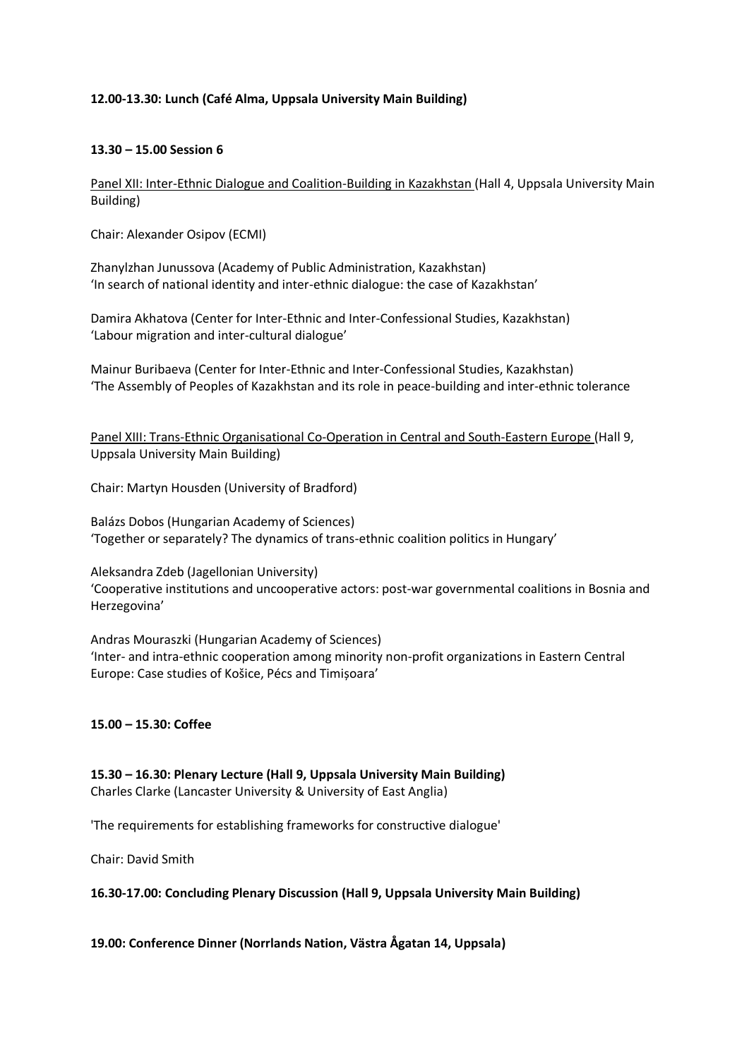**12.00-13.30: Lunch (Café Alma, Uppsala University Main Building)**

**13.30 – 15.00 Session 6**

Panel XII: Inter-Ethnic Dialogue and Coalition-Building in Kazakhstan (Hall 4, Uppsala University Main Building)

Chair: Alexander Osipov (ECMI)

Zhanylzhan Junussova (Academy of Public Administration, Kazakhstan)
'In search of national identity and inter-ethnic dialogue: the case of Kazakhstan'

Damira Akhatova (Center for Inter-Ethnic and Inter-Confessional Studies, Kazakhstan)
'Labour migration and inter-cultural dialogue'

Mainur Buribaeva (Center for Inter-Ethnic and Inter-Confessional Studies, Kazakhstan)
'The Assembly of Peoples of Kazakhstan and its role in peace-building and inter-ethnic tolerance

Panel XIII: Trans-Ethnic Organisational Co-Operation in Central and South-Eastern Europe (Hall 9, Uppsala University Main Building)

Chair: Martyn Housden (University of Bradford)

Balázs Dobos (Hungarian Academy of Sciences)
'Together or separately? The dynamics of trans-ethnic coalition politics in Hungary'

Aleksandra Zdeb (Jagellonian University)
'Cooperative institutions and uncooperative actors: post-war governmental coalitions in Bosnia and Herzegovina'

Andras Mouraszki (Hungarian Academy of Sciences)
'Inter- and intra-ethnic cooperation among minority non-profit organizations in Eastern Central Europe: Case studies of Košice, Pécs and Timișoara'

**15.00 – 15.30: Coffee**

**15.30 – 16.30: Plenary Lecture (Hall 9, Uppsala University Main Building)**
Charles Clarke (Lancaster University & University of East Anglia)

'The requirements for establishing frameworks for constructive dialogue'

Chair: David Smith

**16.30-17.00: Concluding Plenary Discussion (Hall 9, Uppsala University Main Building)**

**19.00: Conference Dinner (Norrlands Nation, Västra Ågatan 14, Uppsala)**